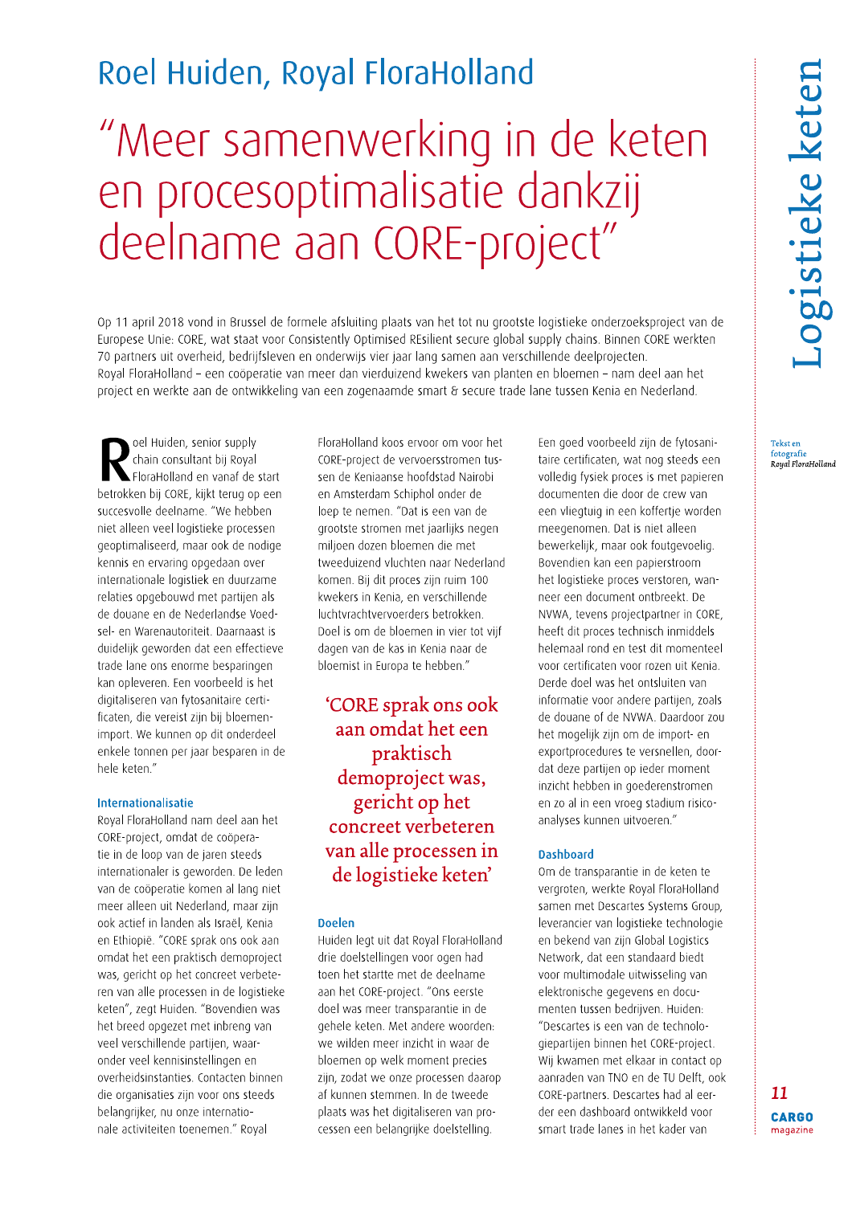## Roel Huiden, Royal FloraHolland

# "Meer samenwerking in de keten en procesoptimalisatie dankzij deelname aan CORE-project"

Op 11 april 2018 vond in Brussel de formele afsluiting plaats van het tot nu grootste logistieke onderzoeksproject van de Europese Unie: CORE, wat staat voor Consistently Optimised REsilient secure global supply chains. Binnen CORE werkten 70 partners uit overheid, bedrijfsleven en onderwijs vier jaar lang samen aan verschillende deelprojecten. Royal FloraHolland – een coöperatie van meer dan vierduizend kwekers van planten en bloemen – nam deel aan het project en werkte aan de ontwikkeling van een zogenaamde smart & secure trade lane tussen Kenia en Nederland.

*Tekst en fotografie Royal FloraHolland*

Roel Huiden, senior supply chain consultant bij Royal FloraHolland en vanaf de start betrokken bij CORE, kijkt terug op een succesvolle deelname. "We hebben niet alleen veel logistieke processen geoptimaliseerd, maar ook de nodige kennis en ervaring opgedaan over internationale logistiek en duurzame relaties opgebouwd met partijen als de douane en de Nederlandse Voedsel- en Warenautoriteit. Daarnaast is duidelijk geworden dat een effectieve trade lane ons enorme besparingen kan opleveren. Een voorbeeld is het digitaliseren van fytosanitaire certificaten, die vereist zijn bij bloemenimport. We kunnen op dit onderdeel enkele tonnen per jaar besparen in de hele keten."

### Internationalisatie

Royal FloraHolland nam deel aan het CORE-project, omdat de coöperatie in de loop van de jaren steeds internationaler is geworden. De leden van de coöperatie komen al lang niet meer alleen uit Nederland, maar zijn ook actief in landen als Israël, Kenia en Ethiopië. "CORE sprak ons ook aan omdat het een praktisch demoproject was, gericht op het concreet verbeteren van alle processen in de logistieke keten", zegt Huiden. "Bovendien was het breed opgezet met inbreng van veel verschillende partijen, waaronder veel kennisinstellingen en overheidsinstanties. Contacten binnen die organisaties zijn voor ons steeds belangrijker, nu onze internationale activiteiten toenemen." Royal FloraHolland koos ervoor om voor het CORE-project de vervoersstromen tussen de Keniaanse hoofdstad Nairobi en Amsterdam Schiphol onder de loep te nemen. "Dat is een van de grootste stromen met jaarlijks negen miljoen dozen bloemen die met tweeduizend vluchten naar Nederland komen. Bij dit proces zijn ruim 100 kwekers in Kenia, en verschillende luchtvrachtvervoerders betrokken. Doel is om de bloemen in vier tot vijf dagen van de kas in Kenia naar de bloemist in Europa te hebben."

> 'CORE sprak ons ook aan omdat het een praktisch demoproject was, gericht op het concreet verbeteren van alle processen in de logistieke keten'

### Doelen

Huiden legt uit dat Royal FloraHolland drie doelstellingen voor ogen had toen het startte met de deelname aan het CORE-project. "Ons eerste doel was meer transparantie in de gehele keten. Met andere woorden: we wilden meer inzicht in waar de bloemen op welk moment precies zijn, zodat we onze processen daarop af kunnen stemmen. In de tweede plaats was het digitaliseren van processen een belangrijke doelstelling. Een goed voorbeeld zijn de fytosanitaire certificaten, wat nog steeds een volledig fysiek proces is met papieren documenten die door de crew van een vliegtuig in een koffertje worden meegenomen. Dat is niet alleen bewerkelijk, maar ook foutgevoelig. Bovendien kan een papierstroom het logistieke proces verstoren, wanneer een document ontbreekt. De NVWA, tevens projectpartner in CORE, heeft dit proces technisch inmiddels helemaal rond en test dit momenteel voor certificaten voor rozen uit Kenia. Derde doel was het ontsluiten van informatie voor andere partijen, zoals de douane of de NVWA. Daardoor zou het mogelijk zijn om de import- en exportprocedures te versnellen, doordat deze partijen op ieder moment inzicht hebben in goederenstromen en zo al in een vroeg stadium risicoanalyses kunnen uitvoeren."

### Dashboard

Om de transparantie in de keten te vergroten, werkte Royal FloraHolland samen met Descartes Systems Group, leverancier van logistieke technologie en bekend van zijn Global Logistics Network, dat een standaard biedt voor multimodale uitwisseling van elektronische gegevens en documenten tussen bedrijven. Huiden: "Descartes is een van de technologiepartijen binnen het CORE-project. Wij kwamen met elkaar in contact op aanraden van TNO en de TU Delft, ook CORE-partners. Descartes had al eerder een dashboard ontwikkeld voor smart trade lanes in het kader van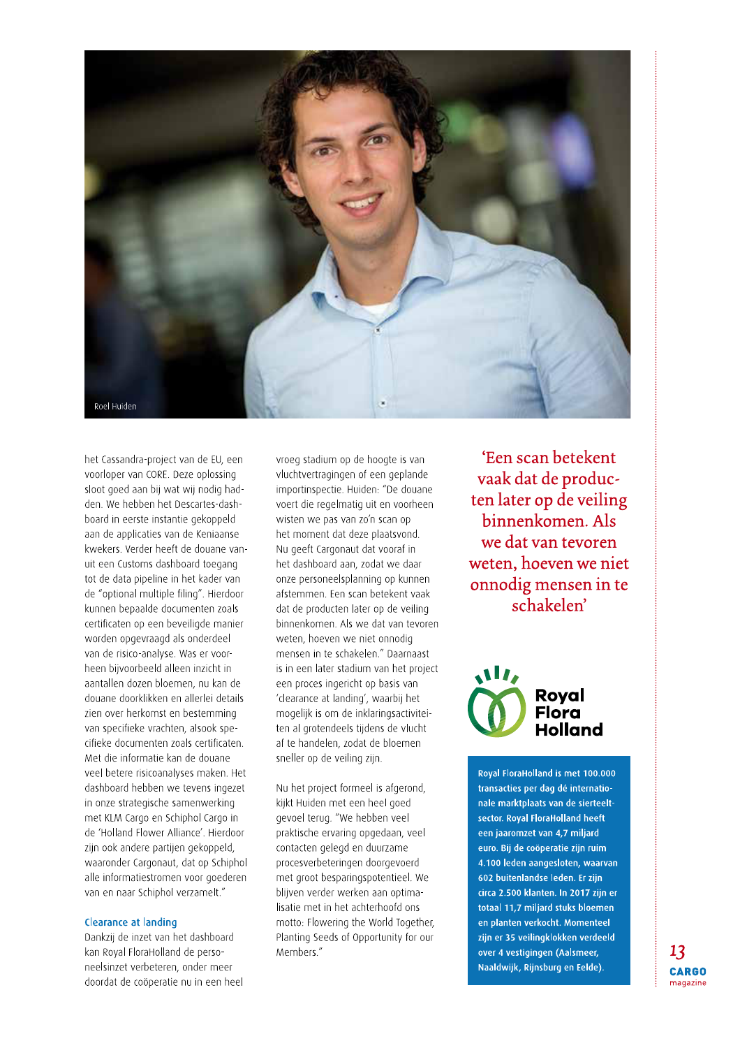Roel Huiden

het Cassandra-project van de EU, een voorloper van CORE. Deze oplossing sloot goed aan bij wat wij nodig hadden. We hebben het Descartes-dashboard in eerste instantie gekoppeld aan de applicaties van de Keniaanse kwekers. Verder heeft de douane vanuit een Customs dashboard toegang tot de data pipeline in het kader van de "optional multiple filing". Hierdoor kunnen bepaalde documenten zoals certificaten op een beveiligde manier worden opgevraagd als onderdeel van de risico-analyse. Was er voorheen bijvoorbeeld alleen inzicht in aantallen dozen bloemen, nu kan de douane doorklikken en allerlei details zien over herkomst en bestemming van specifieke vrachten, alsook specifieke documenten zoals certificaten. Met die informatie kan de douane veel betere risicoanalyses maken. Het dashboard hebben we tevens ingezet in onze strategische samenwerking met KLM Cargo en Schiphol Cargo in de 'Holland Flower Alliance'. Hierdoor zijn ook andere partijen gekoppeld, waaronder Cargonaut, dat op Schiphol alle informatiestromen voor goederen van en naar Schiphol verzamelt."

## Clearance at landing

Dankzij de inzet van het dashboard kan Royal FloraHolland de personeelsinzet verbeteren, onder meer doordat de coöperatie nu in een heel vroeg stadium op de hoogte is van vluchtvertragingen of een geplande importinspectie. Huiden: "De douane voert die regelmatig uit en voorheen wisten we pas van zo'n scan op het moment dat deze plaatsvond. Nu geeft Cargonaut dat vooraf in het dashboard aan, zodat we daar onze personeelsplanning op kunnen afstemmen. Een scan betekent vaak dat de producten later op de veiling binnenkomen. Als we dat van tevoren weten, hoeven we niet onnodig mensen in te schakelen." Daarnaast is in een later stadium van het project een proces ingericht op basis van 'clearance at landing', waarbij het mogelijk is om de inklaringsactiviteiten al grotendeels tijdens de vlucht af te handelen, zodat de bloemen sneller op de veiling zijn.

Nu het project formeel is afgerond, kijkt Huiden met een heel goed gevoel terug. "We hebben veel praktische ervaring opgedaan, veel contacten gelegd en duurzame procesverbeteringen doorgevoerd met groot besparingspotentieel. We blijven verder werken aan optimalisatie met in het achterhoofd ons motto: Flowering the World Together, Planting Seeds of Opportunity for our Members."

> 'Een scan betekent vaak dat de producten later op de veiling binnenkomen. Als we dat van tevoren weten, hoeven we niet onnodig mensen in te schakelen'

Royal Flora Holland

**Royal FloraHolland is met 100.000 transacties per dag dé internationale marktplaats van de sierteeltsector. Royal FloraHolland heeft een jaaromzet van 4,7 miljard euro. Bij de coöperatie zijn ruim 4.100 leden aangesloten, waarvan 602 buitenlandse leden. Er zijn circa 2.500 klanten. In 2017 zijn er totaal 11,7 miljard stuks bloemen en planten verkocht. Momenteel zijn er 35 veilingklokken verdeeld over 4 vestigingen (Aalsmeer, Naaldwijk, Rijnsburg en Eelde).**